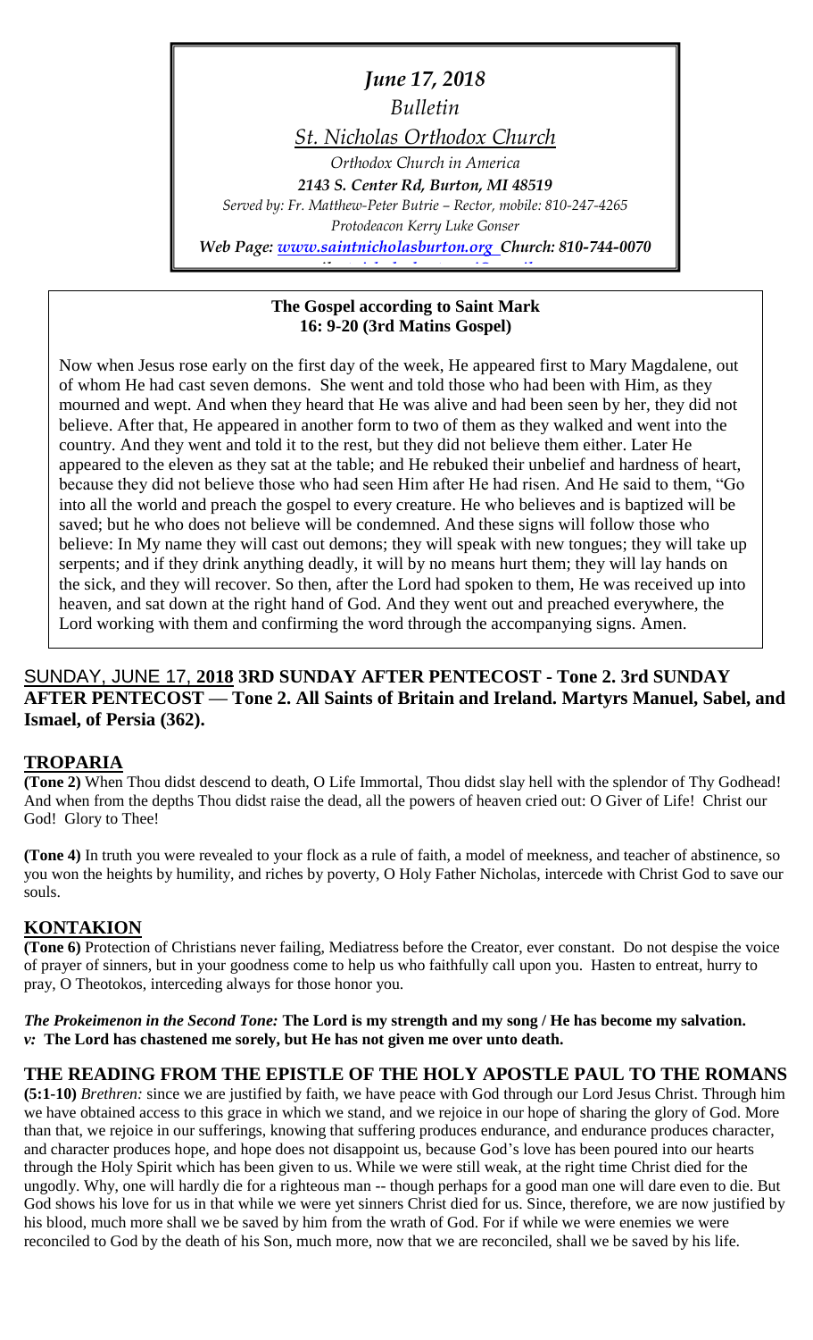*June 17, 2018*

*Bulletin*

*St. Nicholas Orthodox Church*

*Orthodox Church in America*

***2143 S. Center Rd, Burton, MI 48519***

*Served by: Fr. Matthew-Peter Butrie – Rector, mobile: 810-247-4265*

*Protodeacon Kerry Luke Gonser*

***Web Page: www.saintnicholasburton.org Church: 810-744-0070***

**The Gospel according to Saint Mark**
**16: 9-20 (3rd Matins Gospel)**

Now when Jesus rose early on the first day of the week, He appeared first to Mary Magdalene, out of whom He had cast seven demons. She went and told those who had been with Him, as they mourned and wept. And when they heard that He was alive and had been seen by her, they did not believe. After that, He appeared in another form to two of them as they walked and went into the country. And they went and told it to the rest, but they did not believe them either. Later He appeared to the eleven as they sat at the table; and He rebuked their unbelief and hardness of heart, because they did not believe those who had seen Him after He had risen. And He said to them, "Go into all the world and preach the gospel to every creature. He who believes and is baptized will be saved; but he who does not believe will be condemned. And these signs will follow those who believe: In My name they will cast out demons; they will speak with new tongues; they will take up serpents; and if they drink anything deadly, it will by no means hurt them; they will lay hands on the sick, and they will recover. So then, after the Lord had spoken to them, He was received up into heaven, and sat down at the right hand of God. And they went out and preached everywhere, the Lord working with them and confirming the word through the accompanying signs. Amen.

## SUNDAY, JUNE 17, 2018 3RD SUNDAY AFTER PENTECOST - Tone 2. 3rd SUNDAY AFTER PENTECOST — Tone 2. All Saints of Britain and Ireland. Martyrs Manuel, Sabel, and Ismael, of Persia (362).

## TROPARIA

**(Tone 2)** When Thou didst descend to death, O Life Immortal, Thou didst slay hell with the splendor of Thy Godhead! And when from the depths Thou didst raise the dead, all the powers of heaven cried out: O Giver of Life! Christ our God! Glory to Thee!

**(Tone 4)** In truth you were revealed to your flock as a rule of faith, a model of meekness, and teacher of abstinence, so you won the heights by humility, and riches by poverty, O Holy Father Nicholas, intercede with Christ God to save our souls.

## KONTAKION

**(Tone 6)** Protection of Christians never failing, Mediatress before the Creator, ever constant. Do not despise the voice of prayer of sinners, but in your goodness come to help us who faithfully call upon you. Hasten to entreat, hurry to pray, O Theotokos, interceding always for those honor you.

***The Prokeimenon in the Second Tone:*** **The Lord is my strength and my song / He has become my salvation.**
***v:*** **The Lord has chastened me sorely, but He has not given me over unto death.**

## THE READING FROM THE EPISTLE OF THE HOLY APOSTLE PAUL TO THE ROMANS

**(5:1-10)** *Brethren:* since we are justified by faith, we have peace with God through our Lord Jesus Christ. Through him we have obtained access to this grace in which we stand, and we rejoice in our hope of sharing the glory of God. More than that, we rejoice in our sufferings, knowing that suffering produces endurance, and endurance produces character, and character produces hope, and hope does not disappoint us, because God's love has been poured into our hearts through the Holy Spirit which has been given to us. While we were still weak, at the right time Christ died for the ungodly. Why, one will hardly die for a righteous man -- though perhaps for a good man one will dare even to die. But God shows his love for us in that while we were yet sinners Christ died for us. Since, therefore, we are now justified by his blood, much more shall we be saved by him from the wrath of God. For if while we were enemies we were reconciled to God by the death of his Son, much more, now that we are reconciled, shall we be saved by his life.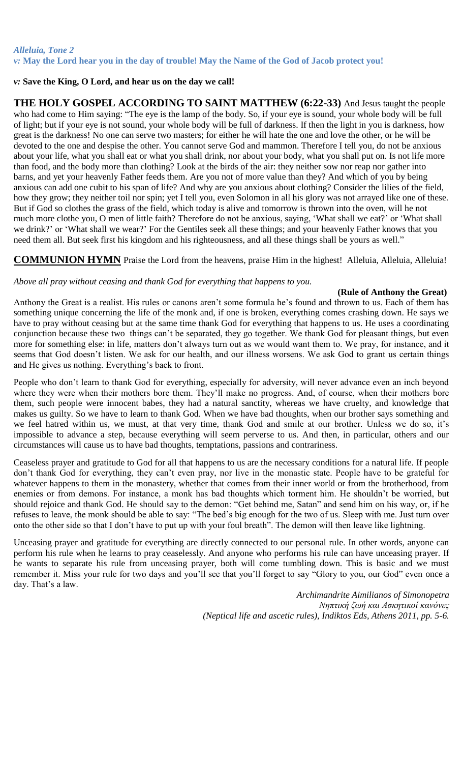***Alleluia, Tone 2***

***v:* May the Lord hear you in the day of trouble! May the Name of the God of Jacob protect you!**

***v:* Save the King, O Lord, and hear us on the day we call!**

**THE HOLY GOSPEL ACCORDING TO SAINT MATTHEW (6:22-33)** And Jesus taught the people who had come to Him saying: "The eye is the lamp of the body. So, if your eye is sound, your whole body will be full of light; but if your eye is not sound, your whole body will be full of darkness. If then the light in you is darkness, how great is the darkness! No one can serve two masters; for either he will hate the one and love the other, or he will be devoted to the one and despise the other. You cannot serve God and mammon. Therefore I tell you, do not be anxious about your life, what you shall eat or what you shall drink, nor about your body, what you shall put on. Is not life more than food, and the body more than clothing? Look at the birds of the air: they neither sow nor reap nor gather into barns, and yet your heavenly Father feeds them. Are you not of more value than they? And which of you by being anxious can add one cubit to his span of life? And why are you anxious about clothing? Consider the lilies of the field, how they grow; they neither toil nor spin; yet I tell you, even Solomon in all his glory was not arrayed like one of these. But if God so clothes the grass of the field, which today is alive and tomorrow is thrown into the oven, will he not much more clothe you, O men of little faith? Therefore do not be anxious, saying, 'What shall we eat?' or 'What shall we drink?' or 'What shall we wear?' For the Gentiles seek all these things; and your heavenly Father knows that you need them all. But seek first his kingdom and his righteousness, and all these things shall be yours as well."

**COMMUNION HYMN** Praise the Lord from the heavens, praise Him in the highest! Alleluia, Alleluia, Alleluia!

*Above all pray without ceasing and thank God for everything that happens to you.*

**(Rule of Anthony the Great)**

Anthony the Great is a realist. His rules or canons aren't some formula he's found and thrown to us. Each of them has something unique concerning the life of the monk and, if one is broken, everything comes crashing down. He says we have to pray without ceasing but at the same time thank God for everything that happens to us. He uses a coordinating conjunction because these two things can't be separated, they go together. We thank God for pleasant things, but even more for something else: in life, matters don't always turn out as we would want them to. We pray, for instance, and it seems that God doesn't listen. We ask for our health, and our illness worsens. We ask God to grant us certain things and He gives us nothing. Everything's back to front.

People who don't learn to thank God for everything, especially for adversity, will never advance even an inch beyond where they were when their mothers bore them. They'll make no progress. And, of course, when their mothers bore them, such people were innocent babes, they had a natural sanctity, whereas we have cruelty, and knowledge that makes us guilty. So we have to learn to thank God. When we have bad thoughts, when our brother says something and we feel hatred within us, we must, at that very time, thank God and smile at our brother. Unless we do so, it's impossible to advance a step, because everything will seem perverse to us. And then, in particular, others and our circumstances will cause us to have bad thoughts, temptations, passions and contrariness.

Ceaseless prayer and gratitude to God for all that happens to us are the necessary conditions for a natural life. If people don't thank God for everything, they can't even pray, nor live in the monastic state. People have to be grateful for whatever happens to them in the monastery, whether that comes from their inner world or from the brotherhood, from enemies or from demons. For instance, a monk has bad thoughts which torment him. He shouldn't be worried, but should rejoice and thank God. He should say to the demon: "Get behind me, Satan" and send him on his way, or, if he refuses to leave, the monk should be able to say: "The bed's big enough for the two of us. Sleep with me. Just turn over onto the other side so that I don't have to put up with your foul breath". The demon will then leave like lightning.

Unceasing prayer and gratitude for everything are directly connected to our personal rule. In other words, anyone can perform his rule when he learns to pray ceaselessly. And anyone who performs his rule can have unceasing prayer. If he wants to separate his rule from unceasing prayer, both will come tumbling down. This is basic and we must remember it. Miss your rule for two days and you'll see that you'll forget to say "Glory to you, our God" even once a day. That's a law.

*Archimandrite Aimilianos of Simonopetra*
*Νηπτική ζωή και Ασκητικοί κανόνες*
*(Neptical life and ascetic rules), Indiktos Eds, Athens 2011, pp. 5-6.*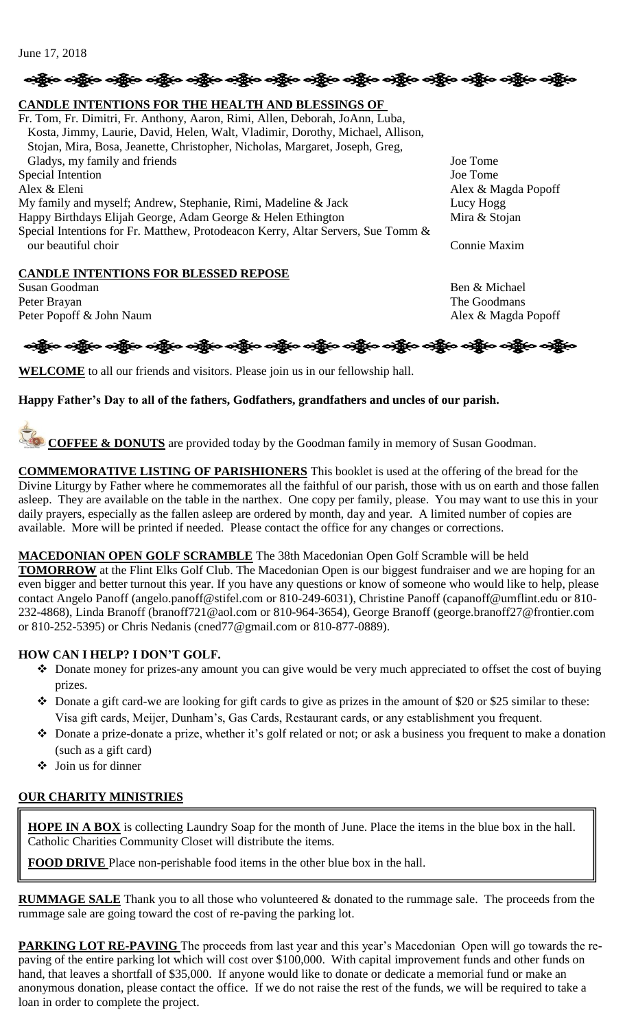June 17, 2018

## CANDLE INTENTIONS FOR THE HEALTH AND BLESSINGS OF

| | |
|---|---|
| Fr. Tom, Fr. Dimitri, Fr. Anthony, Aaron, Rimi, Allen, Deborah, JoAnn, Luba, Kosta, Jimmy, Laurie, David, Helen, Walt, Vladimir, Dorothy, Michael, Allison, Stojan, Mira, Bosa, Jeanette, Christopher, Nicholas, Margaret, Joseph, Greg, Gladys, my family and friends | Joe Tome |
| Special Intention | Joe Tome |
| Alex & Eleni | Alex & Magda Popoff |
| My family and myself; Andrew, Stephanie, Rimi, Madeline & Jack | Lucy Hogg |
| Happy Birthdays Elijah George, Adam George & Helen Ethington | Mira & Stojan |
| Special Intentions for Fr. Matthew, Protodeacon Kerry, Altar Servers, Sue Tomm & our beautiful choir | Connie Maxim |

## CANDLE INTENTIONS FOR BLESSED REPOSE

| | |
|---|---|
| Susan Goodman | Ben & Michael |
| Peter Brayan | The Goodmans |
| Peter Popoff & John Naum | Alex & Magda Popoff |

**WELCOME** to all our friends and visitors. Please join us in our fellowship hall.

**Happy Father's Day to all of the fathers, Godfathers, grandfathers and uncles of our parish.**

**COFFEE & DONUTS** are provided today by the Goodman family in memory of Susan Goodman.

**COMMEMORATIVE LISTING OF PARISHIONERS** This booklet is used at the offering of the bread for the Divine Liturgy by Father where he commemorates all the faithful of our parish, those with us on earth and those fallen asleep. They are available on the table in the narthex. One copy per family, please. You may want to use this in your daily prayers, especially as the fallen asleep are ordered by month, day and year. A limited number of copies are available. More will be printed if needed. Please contact the office for any changes or corrections.

**MACEDONIAN OPEN GOLF SCRAMBLE** The 38th Macedonian Open Golf Scramble will be held **TOMORROW** at the Flint Elks Golf Club. The Macedonian Open is our biggest fundraiser and we are hoping for an even bigger and better turnout this year. If you have any questions or know of someone who would like to help, please contact Angelo Panoff (angelo.panoff@stifel.com or 810-249-6031), Christine Panoff (capanoff@umflint.edu or 810-232-4868), Linda Branoff (branoff721@aol.com or 810-964-3654), George Branoff (george.branoff27@frontier.com or 810-252-5395) or Chris Nedanis (cned77@gmail.com or 810-877-0889).

## HOW CAN I HELP? I DON'T GOLF.

- Donate money for prizes-any amount you can give would be very much appreciated to offset the cost of buying prizes.
- Donate a gift card-we are looking for gift cards to give as prizes in the amount of $20 or $25 similar to these: Visa gift cards, Meijer, Dunham's, Gas Cards, Restaurant cards, or any establishment you frequent.
- Donate a prize-donate a prize, whether it's golf related or not; or ask a business you frequent to make a donation (such as a gift card)
- Join us for dinner

## OUR CHARITY MINISTRIES

**HOPE IN A BOX** is collecting Laundry Soap for the month of June. Place the items in the blue box in the hall. Catholic Charities Community Closet will distribute the items.

**FOOD DRIVE** Place non-perishable food items in the other blue box in the hall.

**RUMMAGE SALE** Thank you to all those who volunteered & donated to the rummage sale. The proceeds from the rummage sale are going toward the cost of re-paving the parking lot.

**PARKING LOT RE-PAVING** The proceeds from last year and this year's Macedonian Open will go towards the re-paving of the entire parking lot which will cost over $100,000. With capital improvement funds and other funds on hand, that leaves a shortfall of $35,000. If anyone would like to donate or dedicate a memorial fund or make an anonymous donation, please contact the office. If we do not raise the rest of the funds, we will be required to take a loan in order to complete the project.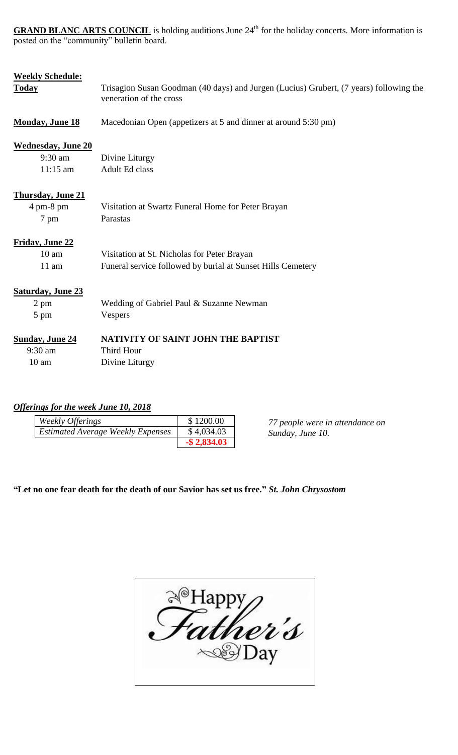**GRAND BLANC ARTS COUNCIL** is holding auditions June 24th for the holiday concerts. More information is posted on the "community" bulletin board.

**Weekly Schedule:**

| | |
|---|---|
| **Today** | Trisagion Susan Goodman (40 days) and Jurgen (Lucius) Grubert, (7 years) following the veneration of the cross |
| **Monday, June 18** | Macedonian Open (appetizers at 5 and dinner at around 5:30 pm) |
| **Wednesday, June 20** | |
| 9:30 am | Divine Liturgy |
| 11:15 am | Adult Ed class |
| **Thursday, June 21** | |
| 4 pm-8 pm | Visitation at Swartz Funeral Home for Peter Brayan |
| 7 pm | Parastas |
| **Friday, June 22** | |
| 10 am | Visitation at St. Nicholas for Peter Brayan |
| 11 am | Funeral service followed by burial at Sunset Hills Cemetery |
| **Saturday, June 23** | |
| 2 pm | Wedding of Gabriel Paul & Suzanne Newman |
| 5 pm | Vespers |
| **Sunday, June 24** | **NATIVITY OF SAINT JOHN THE BAPTIST** |
| 9:30 am | Third Hour |
| 10 am | Divine Liturgy |

***Offerings for the week June 10, 2018***

| | |
|---|---|
| *Weekly Offerings* | $ 1200.00 |
| *Estimated Average Weekly Expenses* | $ 4,034.03 |
| | **-$ 2,834.03** |

*77 people were in attendance on Sunday, June 10.*

**"Let no one fear death for the death of our Savior has set us free."** ***St. John Chrysostom***

Happy Father's Day